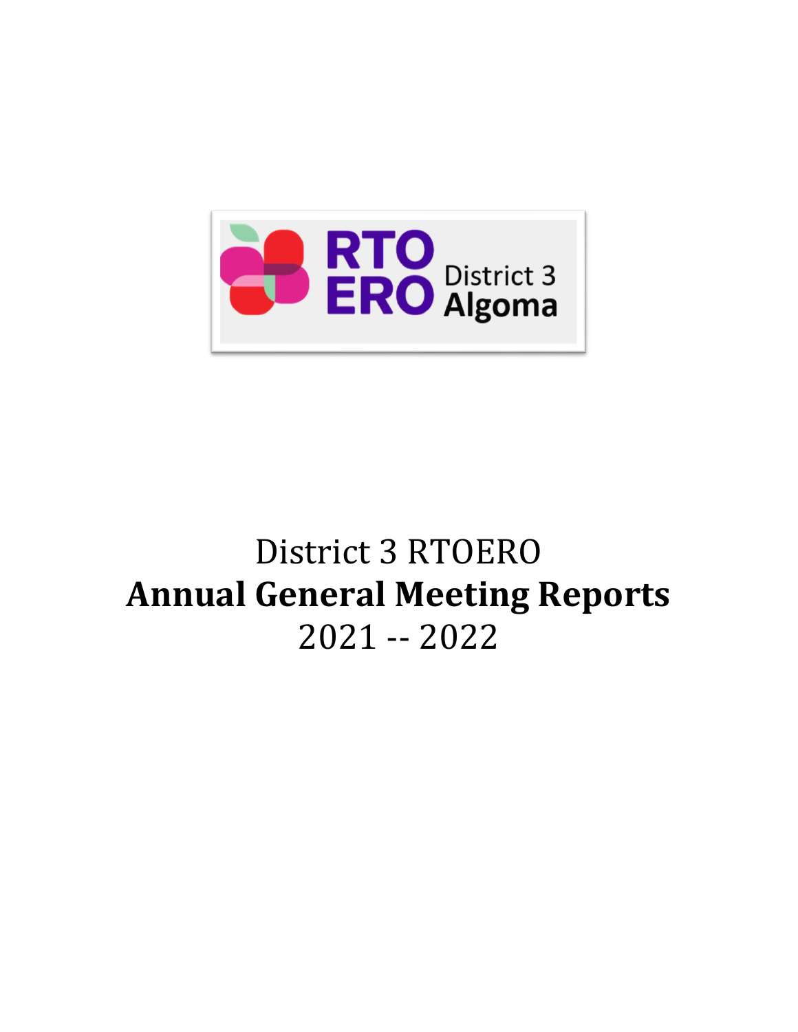RTO ERO District 3 Algoma

District 3 RTOERO

# Annual General Meeting Reports

2021 -- 2022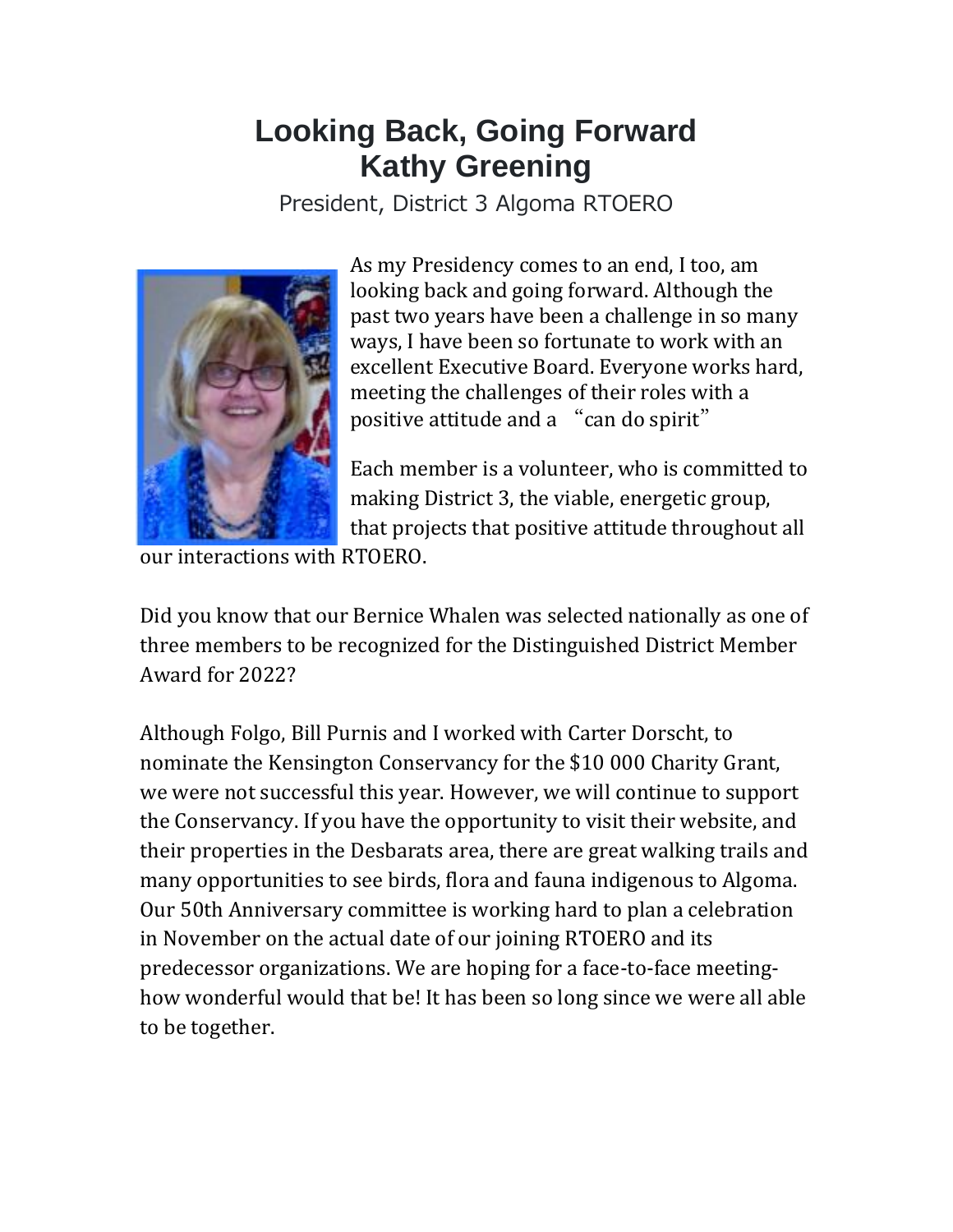# Looking Back, Going Forward
# Kathy Greening

President, District 3 Algoma RTOERO

As my Presidency comes to an end, I too, am looking back and going forward. Although the past two years have been a challenge in so many ways, I have been so fortunate to work with an excellent Executive Board. Everyone works hard, meeting the challenges of their roles with a positive attitude and a "can do spirit"

Each member is a volunteer, who is committed to making District 3, the viable, energetic group, that projects that positive attitude throughout all our interactions with RTOERO.

Did you know that our Bernice Whalen was selected nationally as one of three members to be recognized for the Distinguished District Member Award for 2022?

Although Folgo, Bill Purnis and I worked with Carter Dorscht, to nominate the Kensington Conservancy for the $10 000 Charity Grant, we were not successful this year. However, we will continue to support the Conservancy. If you have the opportunity to visit their website, and their properties in the Desbarats area, there are great walking trails and many opportunities to see birds, flora and fauna indigenous to Algoma. Our 50th Anniversary committee is working hard to plan a celebration in November on the actual date of our joining RTOERO and its predecessor organizations. We are hoping for a face-to-face meeting- how wonderful would that be! It has been so long since we were all able to be together.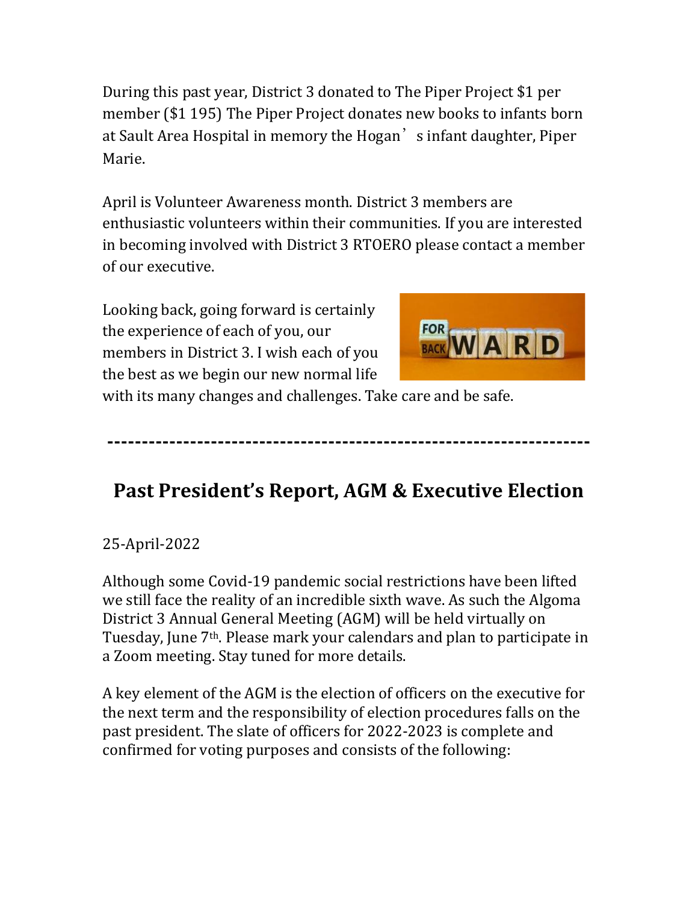During this past year, District 3 donated to The Piper Project $1 per member ($1 195) The Piper Project donates new books to infants born at Sault Area Hospital in memory the Hogan's infant daughter, Piper Marie.

April is Volunteer Awareness month. District 3 members are enthusiastic volunteers within their communities. If you are interested in becoming involved with District 3 RTOERO please contact a member of our executive.

Looking back, going forward is certainly the experience of each of you, our members in District 3. I wish each of you the best as we begin our new normal life with its many changes and challenges. Take care and be safe.

---

## Past President's Report, AGM & Executive Election

25-April-2022

Although some Covid-19 pandemic social restrictions have been lifted we still face the reality of an incredible sixth wave. As such the Algoma District 3 Annual General Meeting (AGM) will be held virtually on Tuesday, June 7th. Please mark your calendars and plan to participate in a Zoom meeting. Stay tuned for more details.

A key element of the AGM is the election of officers on the executive for the next term and the responsibility of election procedures falls on the past president. The slate of officers for 2022-2023 is complete and confirmed for voting purposes and consists of the following: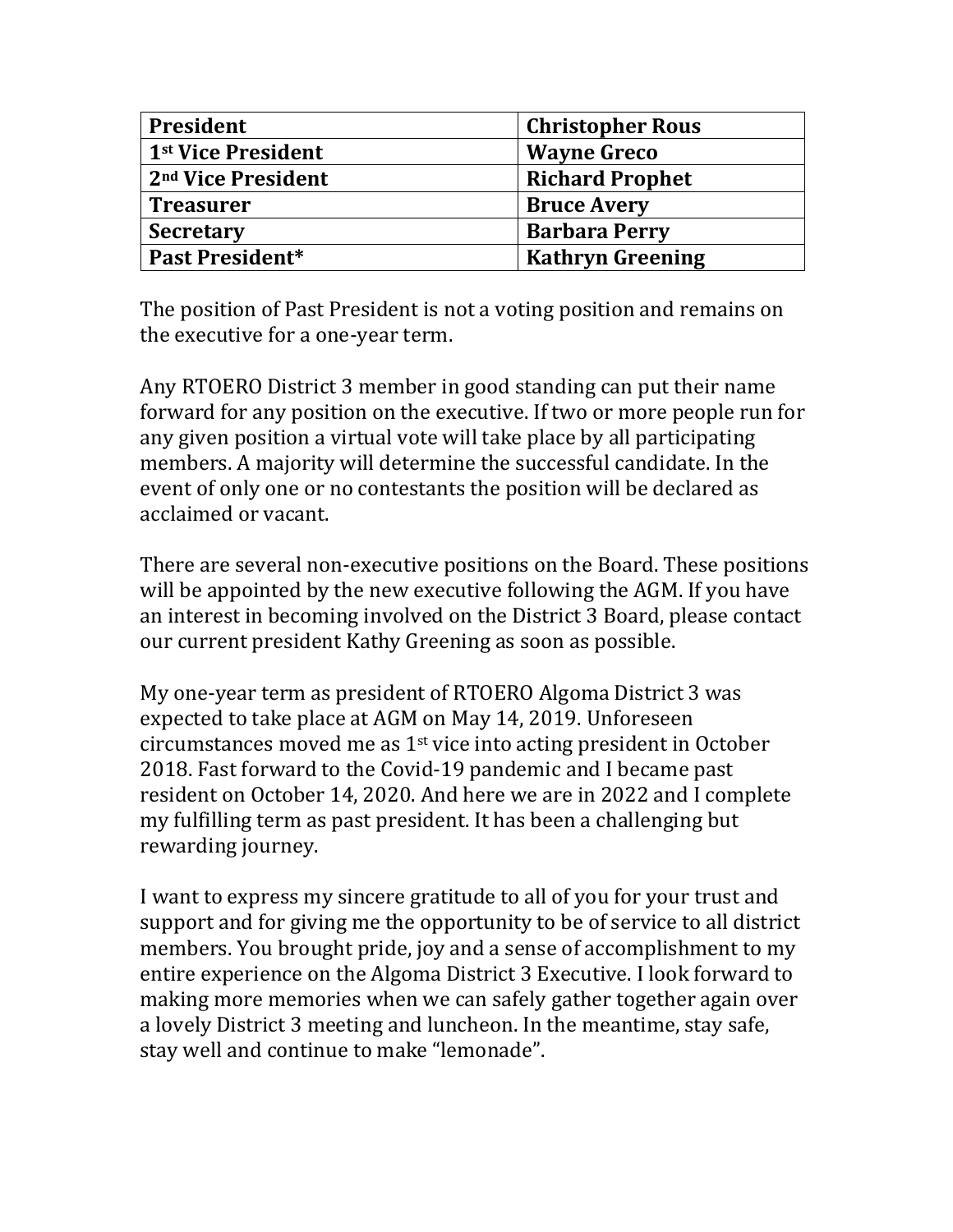| President | Christopher Rous |
|---|---|
| 1st Vice President | Wayne Greco |
| 2nd Vice President | Richard Prophet |
| Treasurer | Bruce Avery |
| Secretary | Barbara Perry |
| Past President* | Kathryn Greening |

The position of Past President is not a voting position and remains on the executive for a one-year term.

Any RTOERO District 3 member in good standing can put their name forward for any position on the executive. If two or more people run for any given position a virtual vote will take place by all participating members. A majority will determine the successful candidate. In the event of only one or no contestants the position will be declared as acclaimed or vacant.

There are several non-executive positions on the Board. These positions will be appointed by the new executive following the AGM. If you have an interest in becoming involved on the District 3 Board, please contact our current president Kathy Greening as soon as possible.

My one-year term as president of RTOERO Algoma District 3 was expected to take place at AGM on May 14, 2019. Unforeseen circumstances moved me as 1st vice into acting president in October 2018. Fast forward to the Covid-19 pandemic and I became past resident on October 14, 2020. And here we are in 2022 and I complete my fulfilling term as past president. It has been a challenging but rewarding journey.

I want to express my sincere gratitude to all of you for your trust and support and for giving me the opportunity to be of service to all district members. You brought pride, joy and a sense of accomplishment to my entire experience on the Algoma District 3 Executive. I look forward to making more memories when we can safely gather together again over a lovely District 3 meeting and luncheon. In the meantime, stay safe, stay well and continue to make "lemonade".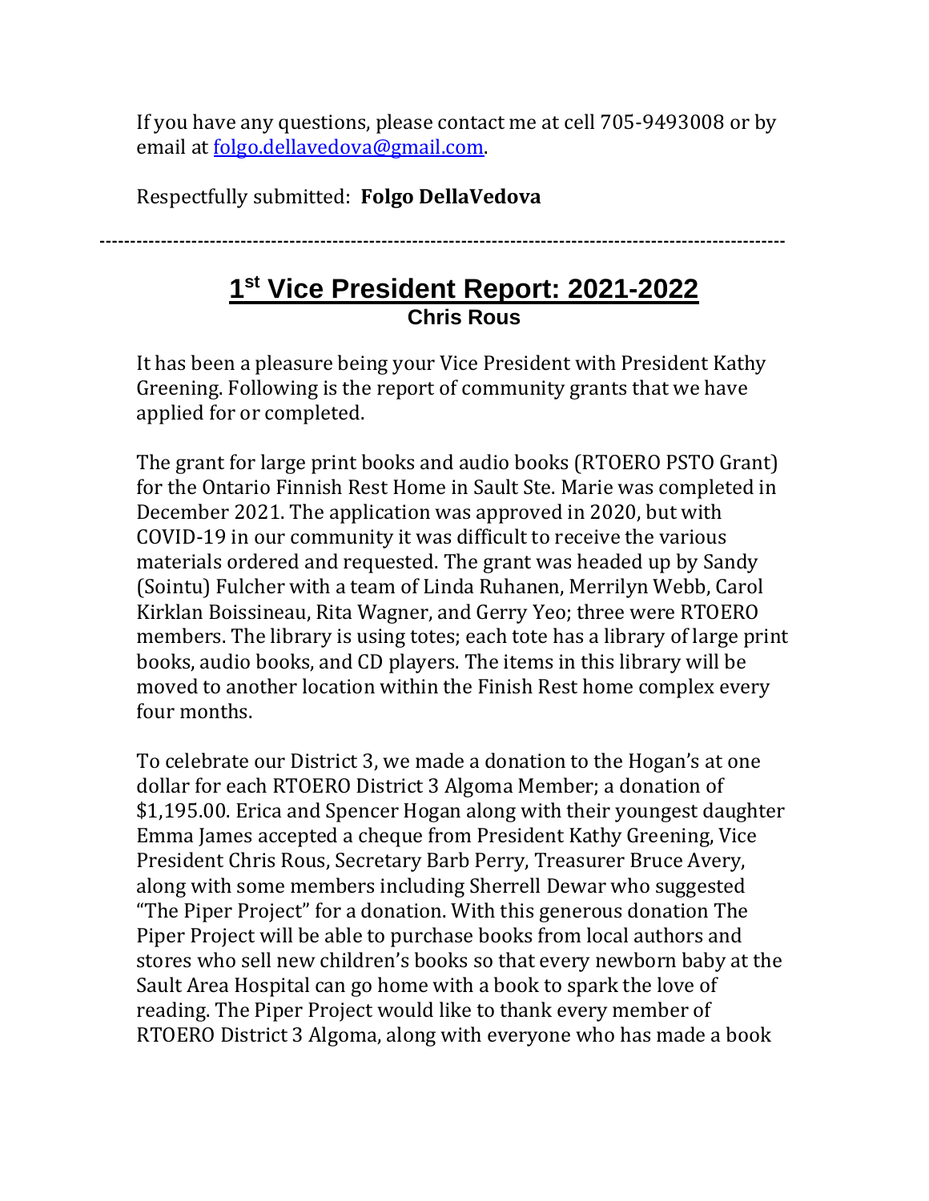If you have any questions, please contact me at cell 705-9493008 or by email at folgo.dellavedova@gmail.com.

Respectfully submitted: **Folgo DellaVedova**

---

## 1st Vice President Report: 2021-2022

**Chris Rous**

It has been a pleasure being your Vice President with President Kathy Greening. Following is the report of community grants that we have applied for or completed.

The grant for large print books and audio books (RTOERO PSTO Grant) for the Ontario Finnish Rest Home in Sault Ste. Marie was completed in December 2021. The application was approved in 2020, but with COVID-19 in our community it was difficult to receive the various materials ordered and requested. The grant was headed up by Sandy (Sointu) Fulcher with a team of Linda Ruhanen, Merrilyn Webb, Carol Kirklan Boissineau, Rita Wagner, and Gerry Yeo; three were RTOERO members. The library is using totes; each tote has a library of large print books, audio books, and CD players. The items in this library will be moved to another location within the Finish Rest home complex every four months.

To celebrate our District 3, we made a donation to the Hogan's at one dollar for each RTOERO District 3 Algoma Member; a donation of $1,195.00. Erica and Spencer Hogan along with their youngest daughter Emma James accepted a cheque from President Kathy Greening, Vice President Chris Rous, Secretary Barb Perry, Treasurer Bruce Avery, along with some members including Sherrell Dewar who suggested "The Piper Project" for a donation. With this generous donation The Piper Project will be able to purchase books from local authors and stores who sell new children's books so that every newborn baby at the Sault Area Hospital can go home with a book to spark the love of reading. The Piper Project would like to thank every member of RTOERO District 3 Algoma, along with everyone who has made a book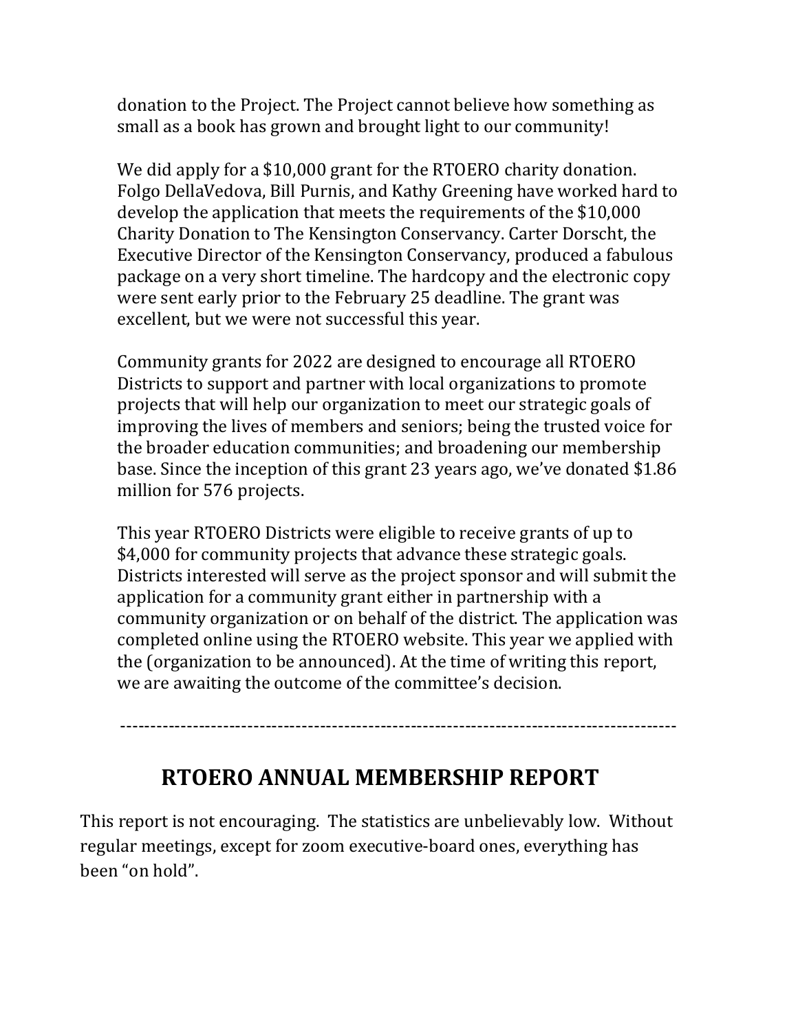donation to the Project. The Project cannot believe how something as small as a book has grown and brought light to our community!

We did apply for a $10,000 grant for the RTOERO charity donation. Folgo DellaVedova, Bill Purnis, and Kathy Greening have worked hard to develop the application that meets the requirements of the $10,000 Charity Donation to The Kensington Conservancy. Carter Dorscht, the Executive Director of the Kensington Conservancy, produced a fabulous package on a very short timeline. The hardcopy and the electronic copy were sent early prior to the February 25 deadline. The grant was excellent, but we were not successful this year.

Community grants for 2022 are designed to encourage all RTOERO Districts to support and partner with local organizations to promote projects that will help our organization to meet our strategic goals of improving the lives of members and seniors; being the trusted voice for the broader education communities; and broadening our membership base. Since the inception of this grant 23 years ago, we've donated $1.86 million for 576 projects.

This year RTOERO Districts were eligible to receive grants of up to $4,000 for community projects that advance these strategic goals. Districts interested will serve as the project sponsor and will submit the application for a community grant either in partnership with a community organization or on behalf of the district. The application was completed online using the RTOERO website. This year we applied with the (organization to be announced). At the time of writing this report, we are awaiting the outcome of the committee's decision.

---

## RTOERO ANNUAL MEMBERSHIP REPORT

This report is not encouraging. The statistics are unbelievably low. Without regular meetings, except for zoom executive-board ones, everything has been "on hold".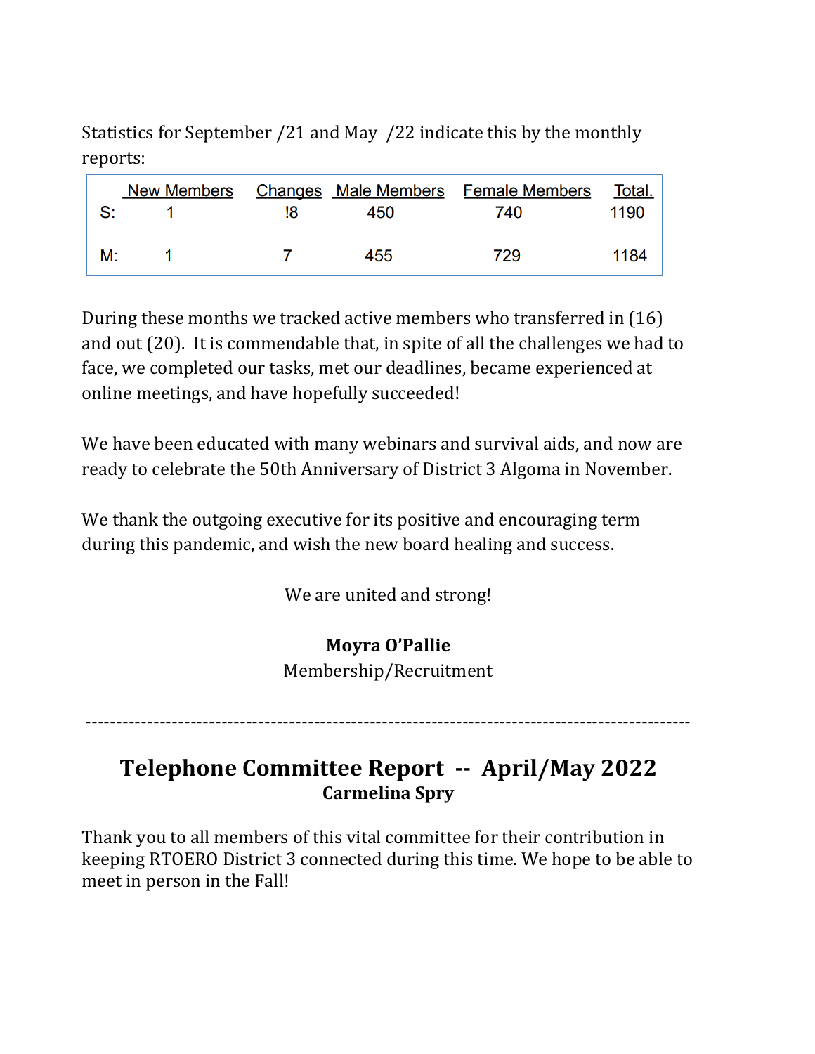Statistics for September /21 and May /22 indicate this by the monthly reports:

| | New Members | Changes | Male Members | Female Members | Total. |
|---|---|---|---|---|---|
| S: | 1 | !8 | 450 | 740 | 1190 |
| M: | 1 | 7 | 455 | 729 | 1184 |

During these months we tracked active members who transferred in (16) and out (20). It is commendable that, in spite of all the challenges we had to face, we completed our tasks, met our deadlines, became experienced at online meetings, and have hopefully succeeded!

We have been educated with many webinars and survival aids, and now are ready to celebrate the 50th Anniversary of District 3 Algoma in November.

We thank the outgoing executive for its positive and encouraging term during this pandemic, and wish the new board healing and success.

We are united and strong!

**Moyra O'Pallie**
Membership/Recruitment

---

## Telephone Committee Report -- April/May 2022

**Carmelina Spry**

Thank you to all members of this vital committee for their contribution in keeping RTOERO District 3 connected during this time. We hope to be able to meet in person in the Fall!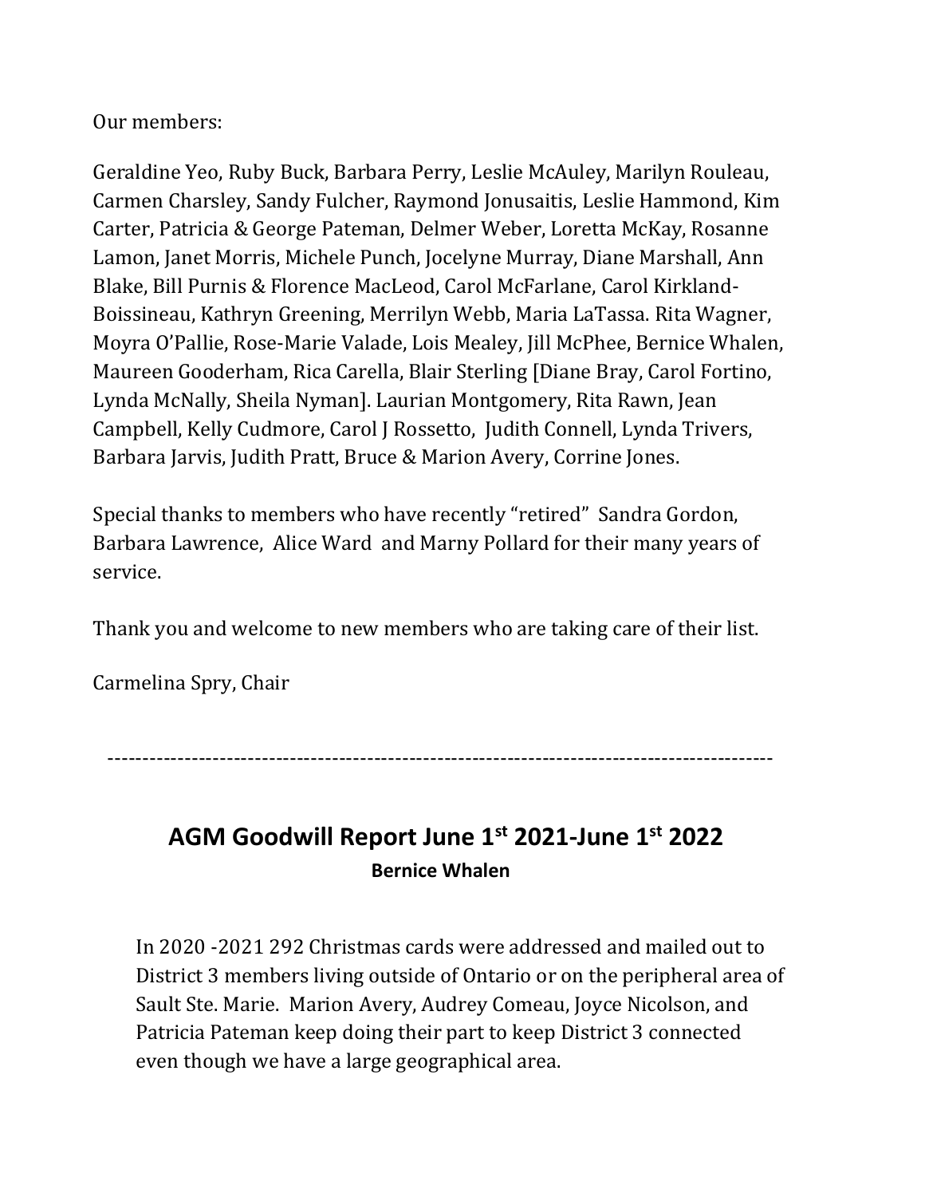Our members:

Geraldine Yeo, Ruby Buck, Barbara Perry, Leslie McAuley, Marilyn Rouleau, Carmen Charsley, Sandy Fulcher, Raymond Jonusaitis, Leslie Hammond, Kim Carter, Patricia & George Pateman, Delmer Weber, Loretta McKay, Rosanne Lamon, Janet Morris, Michele Punch, Jocelyne Murray, Diane Marshall, Ann Blake, Bill Purnis & Florence MacLeod, Carol McFarlane, Carol Kirkland-Boissineau, Kathryn Greening, Merrilyn Webb, Maria LaTassa. Rita Wagner, Moyra O'Pallie, Rose-Marie Valade, Lois Mealey, Jill McPhee, Bernice Whalen, Maureen Gooderham, Rica Carella, Blair Sterling [Diane Bray, Carol Fortino, Lynda McNally, Sheila Nyman]. Laurian Montgomery, Rita Rawn, Jean Campbell, Kelly Cudmore, Carol J Rossetto, Judith Connell, Lynda Trivers, Barbara Jarvis, Judith Pratt, Bruce & Marion Avery, Corrine Jones.

Special thanks to members who have recently "retired" Sandra Gordon, Barbara Lawrence, Alice Ward and Marny Pollard for their many years of service.

Thank you and welcome to new members who are taking care of their list.

Carmelina Spry, Chair

---

## AGM Goodwill Report June 1st 2021-June 1st 2022

**Bernice Whalen**

In 2020 -2021 292 Christmas cards were addressed and mailed out to District 3 members living outside of Ontario or on the peripheral area of Sault Ste. Marie. Marion Avery, Audrey Comeau, Joyce Nicolson, and Patricia Pateman keep doing their part to keep District 3 connected even though we have a large geographical area.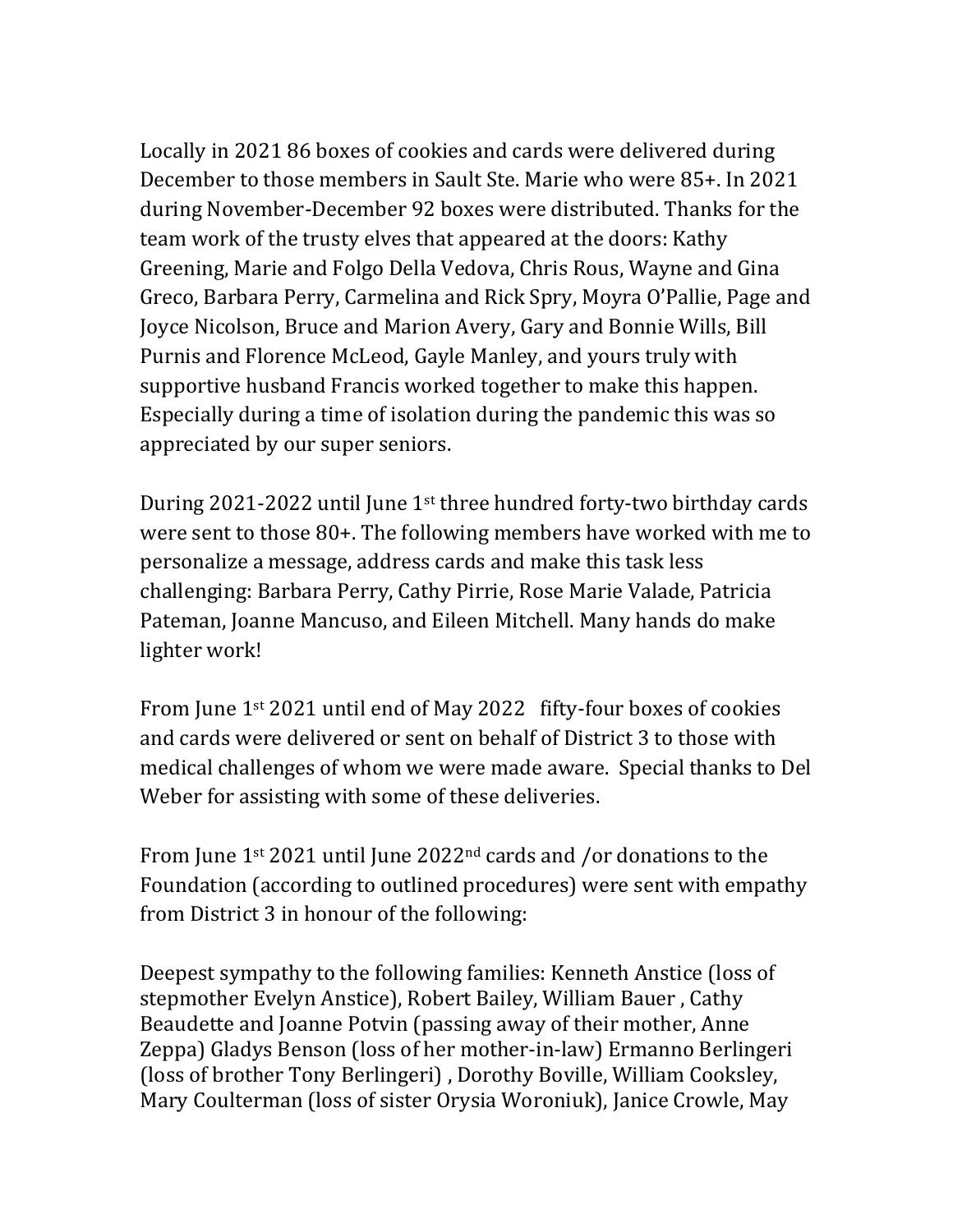Locally in 2021 86 boxes of cookies and cards were delivered during December to those members in Sault Ste. Marie who were 85+. In 2021 during November-December 92 boxes were distributed. Thanks for the team work of the trusty elves that appeared at the doors: Kathy Greening, Marie and Folgo Della Vedova, Chris Rous, Wayne and Gina Greco, Barbara Perry, Carmelina and Rick Spry, Moyra O'Pallie, Page and Joyce Nicolson, Bruce and Marion Avery, Gary and Bonnie Wills, Bill Purnis and Florence McLeod, Gayle Manley, and yours truly with supportive husband Francis worked together to make this happen. Especially during a time of isolation during the pandemic this was so appreciated by our super seniors.

During 2021-2022 until June 1st three hundred forty-two birthday cards were sent to those 80+. The following members have worked with me to personalize a message, address cards and make this task less challenging: Barbara Perry, Cathy Pirrie, Rose Marie Valade, Patricia Pateman, Joanne Mancuso, and Eileen Mitchell. Many hands do make lighter work!

From June 1st 2021 until end of May 2022 fifty-four boxes of cookies and cards were delivered or sent on behalf of District 3 to those with medical challenges of whom we were made aware. Special thanks to Del Weber for assisting with some of these deliveries.

From June 1st 2021 until June 2022nd cards and /or donations to the Foundation (according to outlined procedures) were sent with empathy from District 3 in honour of the following:

Deepest sympathy to the following families: Kenneth Anstice (loss of stepmother Evelyn Anstice), Robert Bailey, William Bauer , Cathy Beaudette and Joanne Potvin (passing away of their mother, Anne Zeppa) Gladys Benson (loss of her mother-in-law) Ermanno Berlingeri (loss of brother Tony Berlingeri) , Dorothy Boville, William Cooksley, Mary Coulterman (loss of sister Orysia Woroniuk), Janice Crowle, May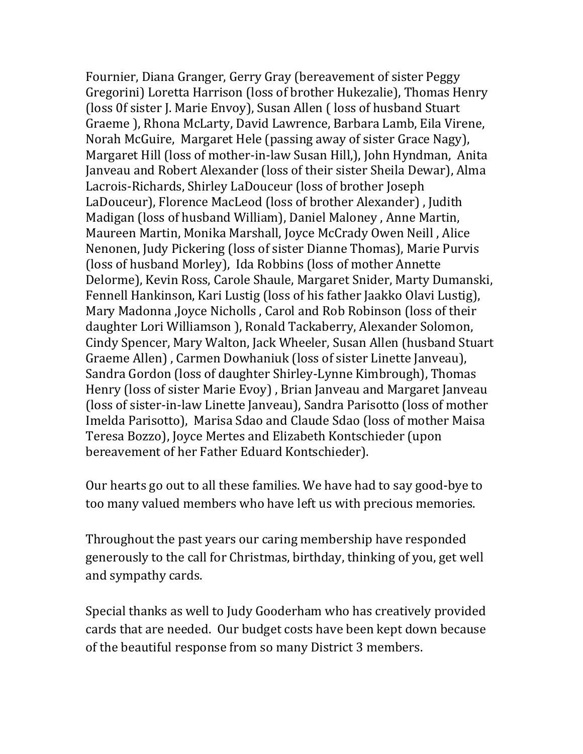Fournier, Diana Granger, Gerry Gray (bereavement of sister Peggy Gregorini) Loretta Harrison (loss of brother Hukezalie), Thomas Henry (loss 0f sister J. Marie Envoy), Susan Allen ( loss of husband Stuart Graeme ), Rhona McLarty, David Lawrence, Barbara Lamb, Eila Virene, Norah McGuire, Margaret Hele (passing away of sister Grace Nagy), Margaret Hill (loss of mother-in-law Susan Hill,), John Hyndman, Anita Janveau and Robert Alexander (loss of their sister Sheila Dewar), Alma Lacrois-Richards, Shirley LaDouceur (loss of brother Joseph LaDouceur), Florence MacLeod (loss of brother Alexander) , Judith Madigan (loss of husband William), Daniel Maloney , Anne Martin, Maureen Martin, Monika Marshall, Joyce McCrady Owen Neill , Alice Nenonen, Judy Pickering (loss of sister Dianne Thomas), Marie Purvis (loss of husband Morley), Ida Robbins (loss of mother Annette Delorme), Kevin Ross, Carole Shaule, Margaret Snider, Marty Dumanski, Fennell Hankinson, Kari Lustig (loss of his father Jaakko Olavi Lustig), Mary Madonna ,Joyce Nicholls , Carol and Rob Robinson (loss of their daughter Lori Williamson ), Ronald Tackaberry, Alexander Solomon, Cindy Spencer, Mary Walton, Jack Wheeler, Susan Allen (husband Stuart Graeme Allen) , Carmen Dowhaniuk (loss of sister Linette Janveau), Sandra Gordon (loss of daughter Shirley-Lynne Kimbrough), Thomas Henry (loss of sister Marie Evoy) , Brian Janveau and Margaret Janveau (loss of sister-in-law Linette Janveau), Sandra Parisotto (loss of mother Imelda Parisotto), Marisa Sdao and Claude Sdao (loss of mother Maisa Teresa Bozzo), Joyce Mertes and Elizabeth Kontschieder (upon bereavement of her Father Eduard Kontschieder).

Our hearts go out to all these families. We have had to say good-bye to too many valued members who have left us with precious memories.

Throughout the past years our caring membership have responded generously to the call for Christmas, birthday, thinking of you, get well and sympathy cards.

Special thanks as well to Judy Gooderham who has creatively provided cards that are needed. Our budget costs have been kept down because of the beautiful response from so many District 3 members.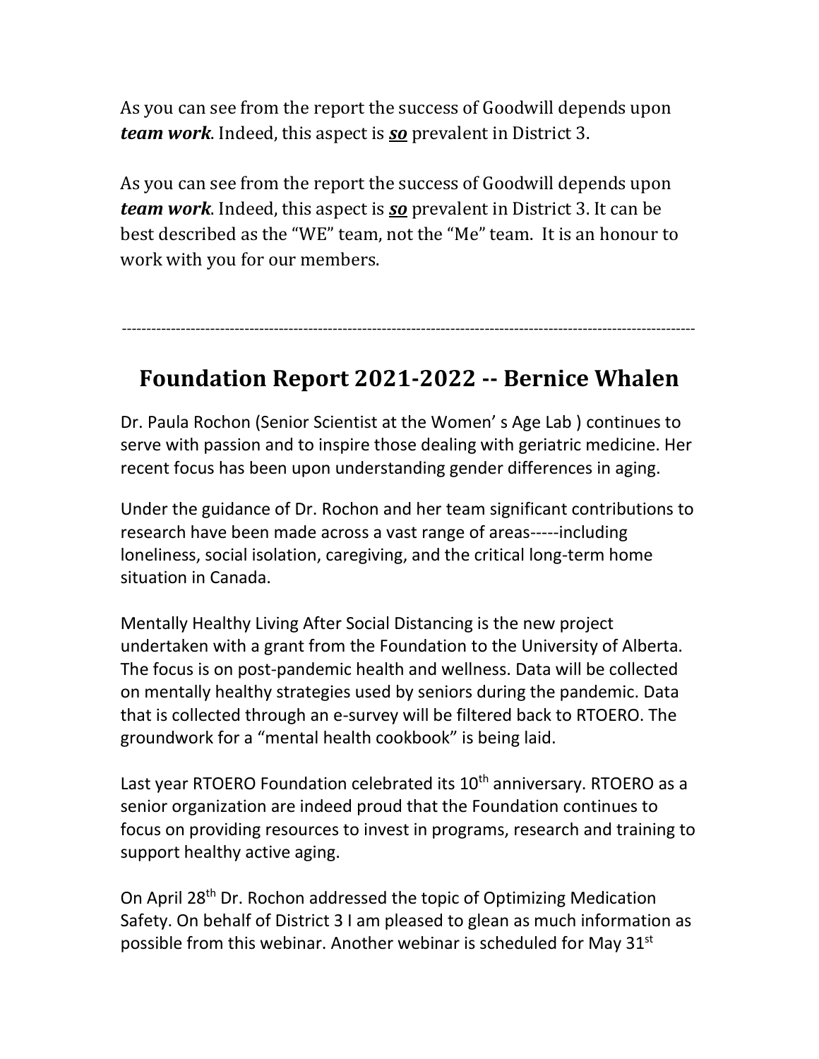As you can see from the report the success of Goodwill depends upon ***team work***. Indeed, this aspect is ***so*** prevalent in District 3.

As you can see from the report the success of Goodwill depends upon ***team work***. Indeed, this aspect is ***so*** prevalent in District 3. It can be best described as the "WE" team, not the "Me" team. It is an honour to work with you for our members.

---

## Foundation Report 2021-2022 -- Bernice Whalen

Dr. Paula Rochon (Senior Scientist at the Women' s Age Lab ) continues to serve with passion and to inspire those dealing with geriatric medicine. Her recent focus has been upon understanding gender differences in aging.

Under the guidance of Dr. Rochon and her team significant contributions to research have been made across a vast range of areas-----including loneliness, social isolation, caregiving, and the critical long-term home situation in Canada.

Mentally Healthy Living After Social Distancing is the new project undertaken with a grant from the Foundation to the University of Alberta. The focus is on post-pandemic health and wellness. Data will be collected on mentally healthy strategies used by seniors during the pandemic. Data that is collected through an e-survey will be filtered back to RTOERO. The groundwork for a "mental health cookbook" is being laid.

Last year RTOERO Foundation celebrated its 10th anniversary. RTOERO as a senior organization are indeed proud that the Foundation continues to focus on providing resources to invest in programs, research and training to support healthy active aging.

On April 28th Dr. Rochon addressed the topic of Optimizing Medication Safety. On behalf of District 3 I am pleased to glean as much information as possible from this webinar. Another webinar is scheduled for May 31st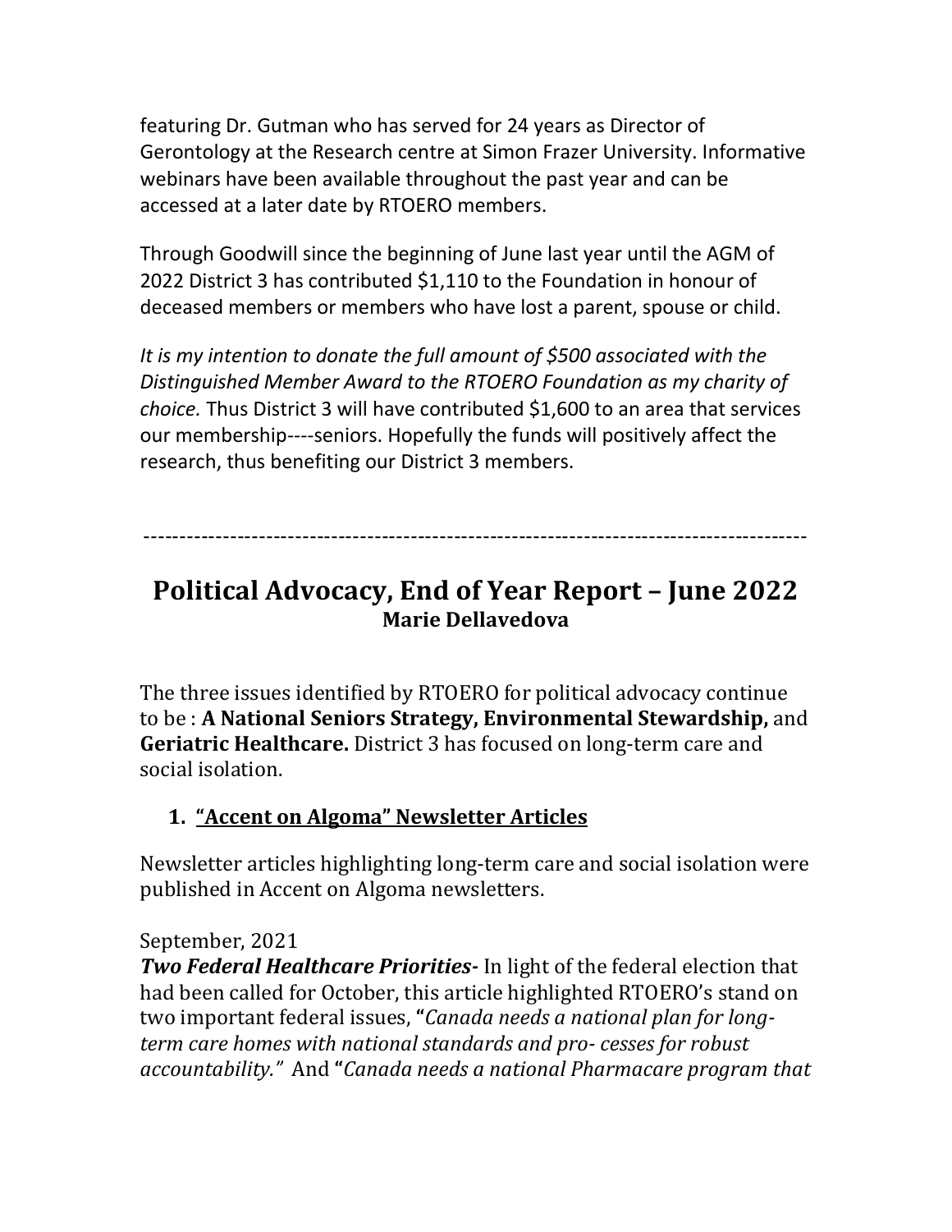featuring Dr. Gutman who has served for 24 years as Director of Gerontology at the Research centre at Simon Frazer University. Informative webinars have been available throughout the past year and can be accessed at a later date by RTOERO members.

Through Goodwill since the beginning of June last year until the AGM of 2022 District 3 has contributed $1,110 to the Foundation in honour of deceased members or members who have lost a parent, spouse or child.

*It is my intention to donate the full amount of $500 associated with the Distinguished Member Award to the RTOERO Foundation as my charity of choice.* Thus District 3 will have contributed $1,600 to an area that services our membership----seniors. Hopefully the funds will positively affect the research, thus benefiting our District 3 members.

---

# Political Advocacy, End of Year Report – June 2022

**Marie Dellavedova**

The three issues identified by RTOERO for political advocacy continue to be : **A National Seniors Strategy, Environmental Stewardship,** and **Geriatric Healthcare.** District 3 has focused on long-term care and social isolation.

## 1. "Accent on Algoma" Newsletter Articles

Newsletter articles highlighting long-term care and social isolation were published in Accent on Algoma newsletters.

September, 2021
***Two Federal Healthcare Priorities-*** In light of the federal election that had been called for October, this article highlighted RTOERO's stand on two important federal issues, **"***Canada needs a national plan for long-term care homes with national standards and pro- cesses for robust accountability."* And **"***Canada needs a national Pharmacare program that*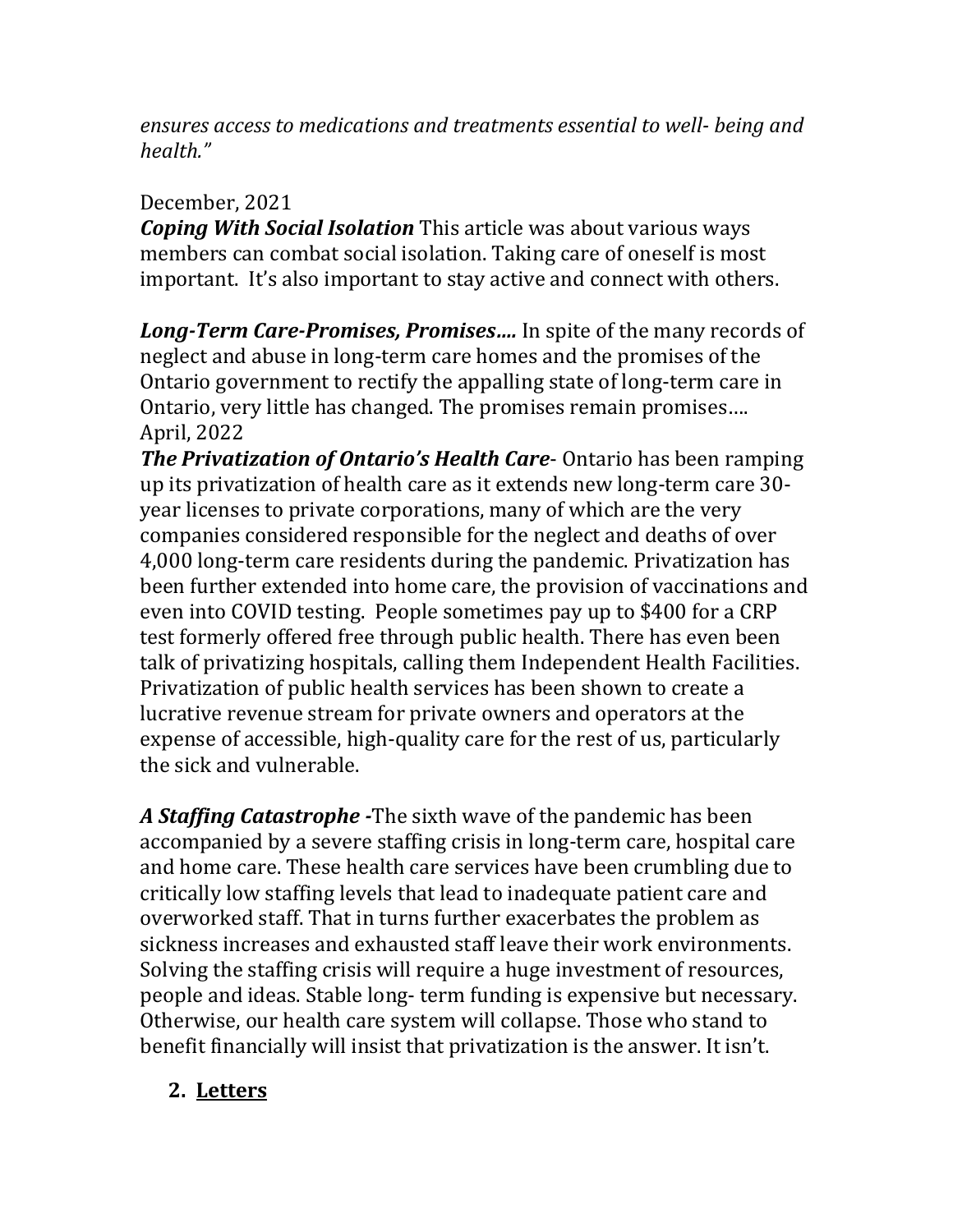*ensures access to medications and treatments essential to well- being and health."*

December, 2021

***Coping With Social Isolation*** This article was about various ways members can combat social isolation. Taking care of oneself is most important. It's also important to stay active and connect with others.

***Long-Term Care-Promises, Promises….*** In spite of the many records of neglect and abuse in long-term care homes and the promises of the Ontario government to rectify the appalling state of long-term care in Ontario, very little has changed. The promises remain promises….

April, 2022

***The Privatization of Ontario's Health Care***- Ontario has been ramping up its privatization of health care as it extends new long-term care 30-year licenses to private corporations, many of which are the very companies considered responsible for the neglect and deaths of over 4,000 long-term care residents during the pandemic. Privatization has been further extended into home care, the provision of vaccinations and even into COVID testing. People sometimes pay up to $400 for a CRP test formerly offered free through public health. There has even been talk of privatizing hospitals, calling them Independent Health Facilities. Privatization of public health services has been shown to create a lucrative revenue stream for private owners and operators at the expense of accessible, high-quality care for the rest of us, particularly the sick and vulnerable.

***A Staffing Catastrophe -***The sixth wave of the pandemic has been accompanied by a severe staffing crisis in long-term care, hospital care and home care. These health care services have been crumbling due to critically low staffing levels that lead to inadequate patient care and overworked staff. That in turns further exacerbates the problem as sickness increases and exhausted staff leave their work environments. Solving the staffing crisis will require a huge investment of resources, people and ideas. Stable long- term funding is expensive but necessary. Otherwise, our health care system will collapse. Those who stand to benefit financially will insist that privatization is the answer. It isn't.

2. **<u>Letters</u>**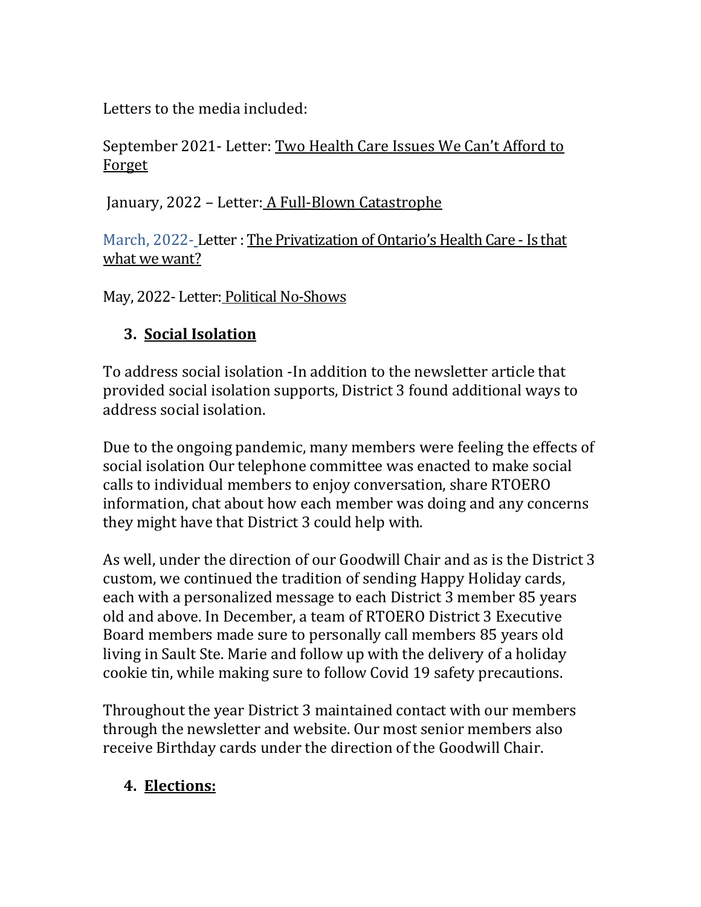Letters to the media included:

September 2021- Letter: Two Health Care Issues We Can't Afford to Forget

January, 2022 – Letter: A Full-Blown Catastrophe

March, 2022- Letter : The Privatization of Ontario's Health Care - Is that what we want?

May, 2022- Letter: Political No-Shows

3. **Social Isolation**

To address social isolation -In addition to the newsletter article that provided social isolation supports, District 3 found additional ways to address social isolation.

Due to the ongoing pandemic, many members were feeling the effects of social isolation Our telephone committee was enacted to make social calls to individual members to enjoy conversation, share RTOERO information, chat about how each member was doing and any concerns they might have that District 3 could help with.

As well, under the direction of our Goodwill Chair and as is the District 3 custom, we continued the tradition of sending Happy Holiday cards, each with a personalized message to each District 3 member 85 years old and above. In December, a team of RTOERO District 3 Executive Board members made sure to personally call members 85 years old living in Sault Ste. Marie and follow up with the delivery of a holiday cookie tin, while making sure to follow Covid 19 safety precautions.

Throughout the year District 3 maintained contact with our members through the newsletter and website. Our most senior members also receive Birthday cards under the direction of the Goodwill Chair.

4. **Elections:**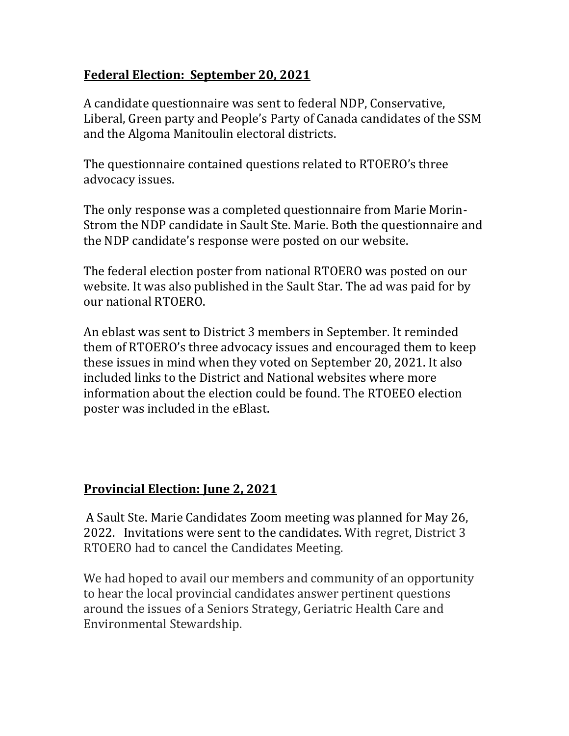## **Federal Election: September 20, 2021**

A candidate questionnaire was sent to federal NDP, Conservative, Liberal, Green party and People's Party of Canada candidates of the SSM and the Algoma Manitoulin electoral districts.

The questionnaire contained questions related to RTOERO's three advocacy issues.

The only response was a completed questionnaire from Marie Morin-Strom the NDP candidate in Sault Ste. Marie. Both the questionnaire and the NDP candidate's response were posted on our website.

The federal election poster from national RTOERO was posted on our website. It was also published in the Sault Star. The ad was paid for by our national RTOERO.

An eblast was sent to District 3 members in September. It reminded them of RTOERO's three advocacy issues and encouraged them to keep these issues in mind when they voted on September 20, 2021. It also included links to the District and National websites where more information about the election could be found. The RTOEEO election poster was included in the eBlast.

## **Provincial Election: June 2, 2021**

A Sault Ste. Marie Candidates Zoom meeting was planned for May 26, 2022. Invitations were sent to the candidates. With regret, District 3 RTOERO had to cancel the Candidates Meeting.

We had hoped to avail our members and community of an opportunity to hear the local provincial candidates answer pertinent questions around the issues of a Seniors Strategy, Geriatric Health Care and Environmental Stewardship.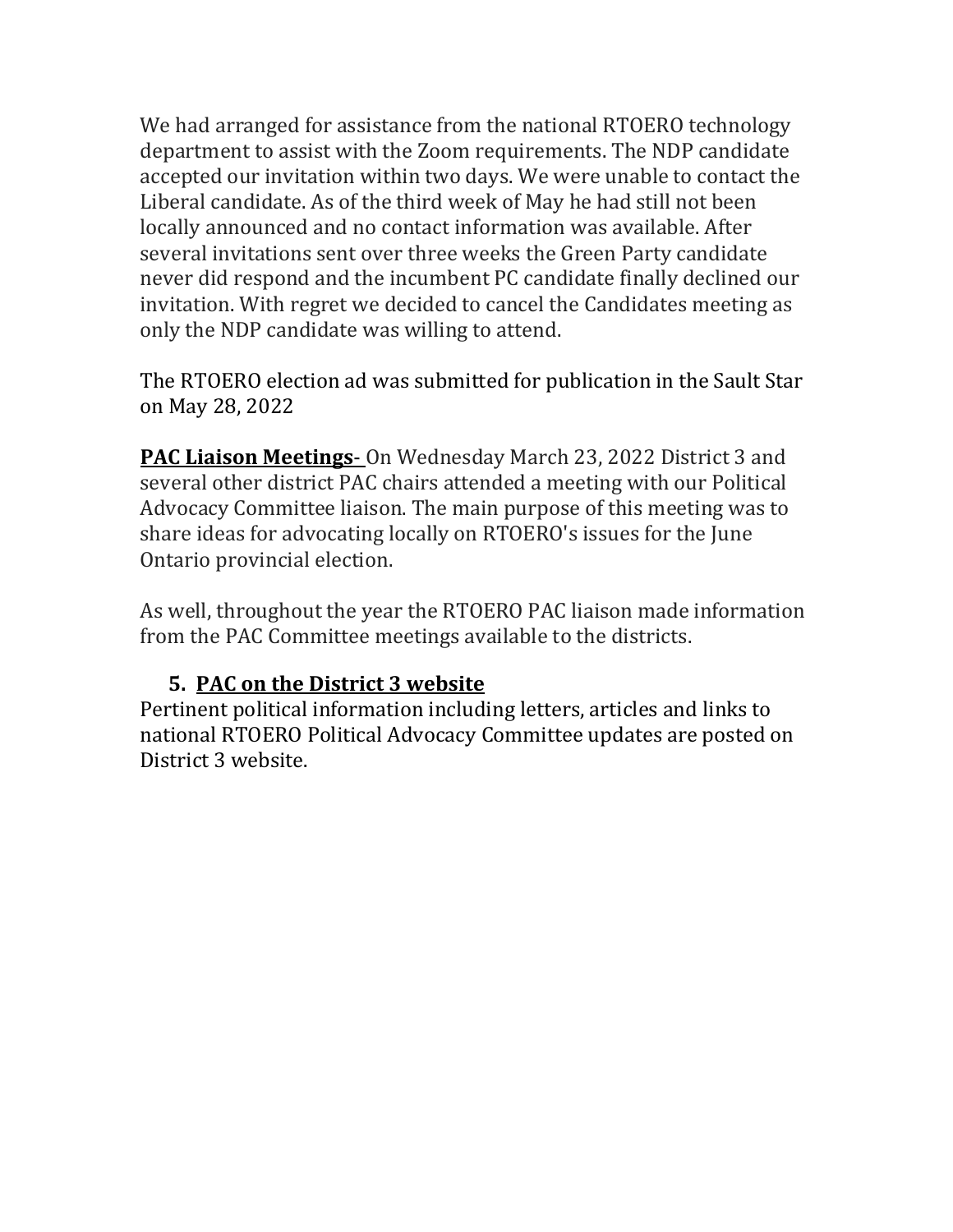We had arranged for assistance from the national RTOERO technology department to assist with the Zoom requirements. The NDP candidate accepted our invitation within two days. We were unable to contact the Liberal candidate. As of the third week of May he had still not been locally announced and no contact information was available. After several invitations sent over three weeks the Green Party candidate never did respond and the incumbent PC candidate finally declined our invitation. With regret we decided to cancel the Candidates meeting as only the NDP candidate was willing to attend.

The RTOERO election ad was submitted for publication in the Sault Star on May 28, 2022

**PAC Liaison Meetings-** On Wednesday March 23, 2022 District 3 and several other district PAC chairs attended a meeting with our Political Advocacy Committee liaison. The main purpose of this meeting was to share ideas for advocating locally on RTOERO's issues for the June Ontario provincial election.

As well, throughout the year the RTOERO PAC liaison made information from the PAC Committee meetings available to the districts.

5. **PAC on the District 3 website**

Pertinent political information including letters, articles and links to national RTOERO Political Advocacy Committee updates are posted on District 3 website.